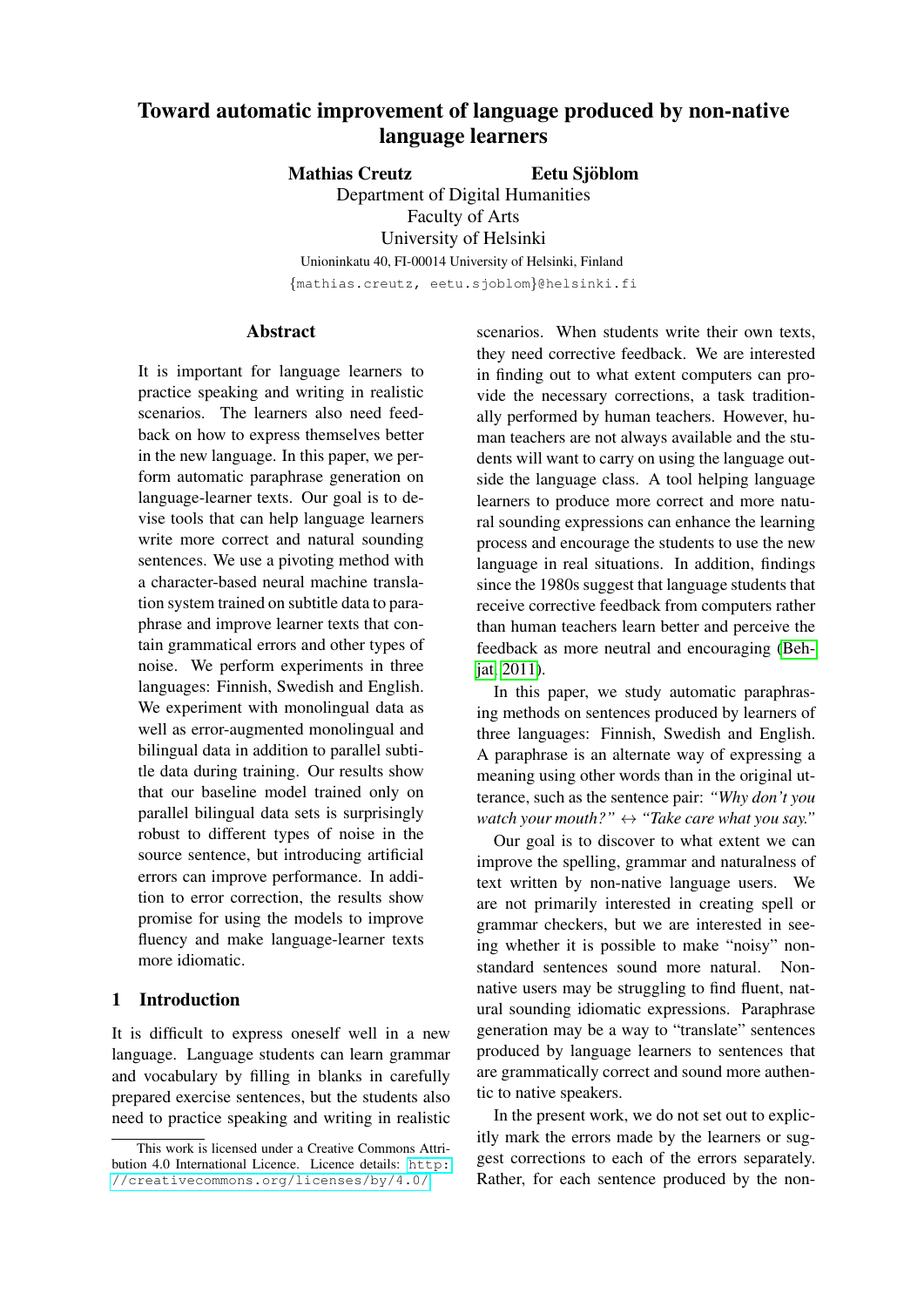# Toward automatic improvement of language produced by non-native language learners

**Mathias Creutz** **Eetu Sjöblom**

Department of Digital Humanities
Faculty of Arts
University of Helsinki
Unioninkatu 40, FI-00014 University of Helsinki, Finland
{mathias.creutz, eetu.sjoblom}@helsinki.fi

## Abstract

It is important for language learners to practice speaking and writing in realistic scenarios. The learners also need feedback on how to express themselves better in the new language. In this paper, we perform automatic paraphrase generation on language-learner texts. Our goal is to devise tools that can help language learners write more correct and natural sounding sentences. We use a pivoting method with a character-based neural machine translation system trained on subtitle data to paraphrase and improve learner texts that contain grammatical errors and other types of noise. We perform experiments in three languages: Finnish, Swedish and English. We experiment with monolingual data as well as error-augmented monolingual and bilingual data in addition to parallel subtitle data during training. Our results show that our baseline model trained only on parallel bilingual data sets is surprisingly robust to different types of noise in the source sentence, but introducing artificial errors can improve performance. In addition to error correction, the results show promise for using the models to improve fluency and make language-learner texts more idiomatic.

## 1 Introduction

It is difficult to express oneself well in a new language. Language students can learn grammar and vocabulary by filling in blanks in carefully prepared exercise sentences, but the students also need to practice speaking and writing in realistic scenarios. When students write their own texts, they need corrective feedback. We are interested in finding out to what extent computers can provide the necessary corrections, a task traditionally performed by human teachers. However, human teachers are not always available and the students will want to carry on using the language outside the language class. A tool helping language learners to produce more correct and more natural sounding expressions can enhance the learning process and encourage the students to use the new language in real situations. In addition, findings since the 1980s suggest that language students that receive corrective feedback from computers rather than human teachers learn better and perceive the feedback as more neutral and encouraging (Behjat, 2011).

In this paper, we study automatic paraphrasing methods on sentences produced by learners of three languages: Finnish, Swedish and English. A paraphrase is an alternate way of expressing a meaning using other words than in the original utterance, such as the sentence pair: *"Why don't you watch your mouth?"* ↔ *"Take care what you say."*

Our goal is to discover to what extent we can improve the spelling, grammar and naturalness of text written by non-native language users. We are not primarily interested in creating spell or grammar checkers, but we are interested in seeing whether it is possible to make "noisy" non-standard sentences sound more natural. Non-native users may be struggling to find fluent, natural sounding idiomatic expressions. Paraphrase generation may be a way to "translate" sentences produced by language learners to sentences that are grammatically correct and sound more authentic to native speakers.

In the present work, we do not set out to explicitly mark the errors made by the learners or suggest corrections to each of the errors separately. Rather, for each sentence produced by the non-

This work is licensed under a Creative Commons Attribution 4.0 International Licence. Licence details: http://creativecommons.org/licenses/by/4.0/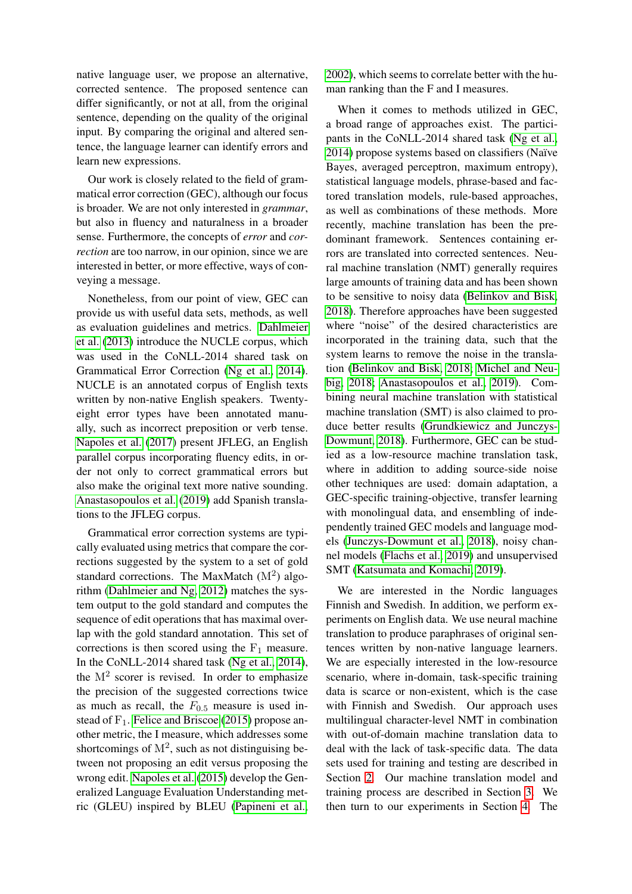native language user, we propose an alternative, corrected sentence. The proposed sentence can differ significantly, or not at all, from the original sentence, depending on the quality of the original input. By comparing the original and altered sentence, the language learner can identify errors and learn new expressions.

Our work is closely related to the field of grammatical error correction (GEC), although our focus is broader. We are not only interested in *grammar*, but also in fluency and naturalness in a broader sense. Furthermore, the concepts of *error* and *correction* are too narrow, in our opinion, since we are interested in better, or more effective, ways of conveying a message.

Nonetheless, from our point of view, GEC can provide us with useful data sets, methods, as well as evaluation guidelines and metrics. Dahlmeier et al. (2013) introduce the NUCLE corpus, which was used in the CoNLL-2014 shared task on Grammatical Error Correction (Ng et al., 2014). NUCLE is an annotated corpus of English texts written by non-native English speakers. Twenty-eight error types have been annotated manually, such as incorrect preposition or verb tense. Napoles et al. (2017) present JFLEG, an English parallel corpus incorporating fluency edits, in order not only to correct grammatical errors but also make the original text more native sounding. Anastasopoulos et al. (2019) add Spanish translations to the JFLEG corpus.

Grammatical error correction systems are typically evaluated using metrics that compare the corrections suggested by the system to a set of gold standard corrections. The MaxMatch ($M^2$) algorithm (Dahlmeier and Ng, 2012) matches the system output to the gold standard and computes the sequence of edit operations that has maximal overlap with the gold standard annotation. This set of corrections is then scored using the $F_1$ measure. In the CoNLL-2014 shared task (Ng et al., 2014), the $M^2$ scorer is revised. In order to emphasize the precision of the suggested corrections twice as much as recall, the $F_{0.5}$ measure is used instead of $F_1$. Felice and Briscoe (2015) propose another metric, the I measure, which addresses some shortcomings of $M^2$, such as not distinguishing between not proposing an edit versus proposing the wrong edit. Napoles et al. (2015) develop the Generalized Language Evaluation Understanding metric (GLEU) inspired by BLEU (Papineni et al., 2002), which seems to correlate better with the human ranking than the F and I measures.

When it comes to methods utilized in GEC, a broad range of approaches exist. The participants in the CoNLL-2014 shared task (Ng et al., 2014) propose systems based on classifiers (Naïve Bayes, averaged perceptron, maximum entropy), statistical language models, phrase-based and factored translation models, rule-based approaches, as well as combinations of these methods. More recently, machine translation has been the predominant framework. Sentences containing errors are translated into corrected sentences. Neural machine translation (NMT) generally requires large amounts of training data and has been shown to be sensitive to noisy data (Belinkov and Bisk, 2018). Therefore approaches have been suggested where "noise" of the desired characteristics are incorporated in the training data, such that the system learns to remove the noise in the translation (Belinkov and Bisk, 2018; Michel and Neubig, 2018; Anastasopoulos et al., 2019). Combining neural machine translation with statistical machine translation (SMT) is also claimed to produce better results (Grundkiewicz and Junczys-Dowmunt, 2018). Furthermore, GEC can be studied as a low-resource machine translation task, where in addition to adding source-side noise other techniques are used: domain adaptation, a GEC-specific training-objective, transfer learning with monolingual data, and ensembling of independently trained GEC models and language models (Junczys-Dowmunt et al., 2018), noisy channel models (Flachs et al., 2019) and unsupervised SMT (Katsumata and Komachi, 2019).

We are interested in the Nordic languages Finnish and Swedish. In addition, we perform experiments on English data. We use neural machine translation to produce paraphrases of original sentences written by non-native language learners. We are especially interested in the low-resource scenario, where in-domain, task-specific training data is scarce or non-existent, which is the case with Finnish and Swedish. Our approach uses multilingual character-level NMT in combination with out-of-domain machine translation data to deal with the lack of task-specific data. The data sets used for training and testing are described in Section 2. Our machine translation model and training process are described in Section 3. We then turn to our experiments in Section 4. The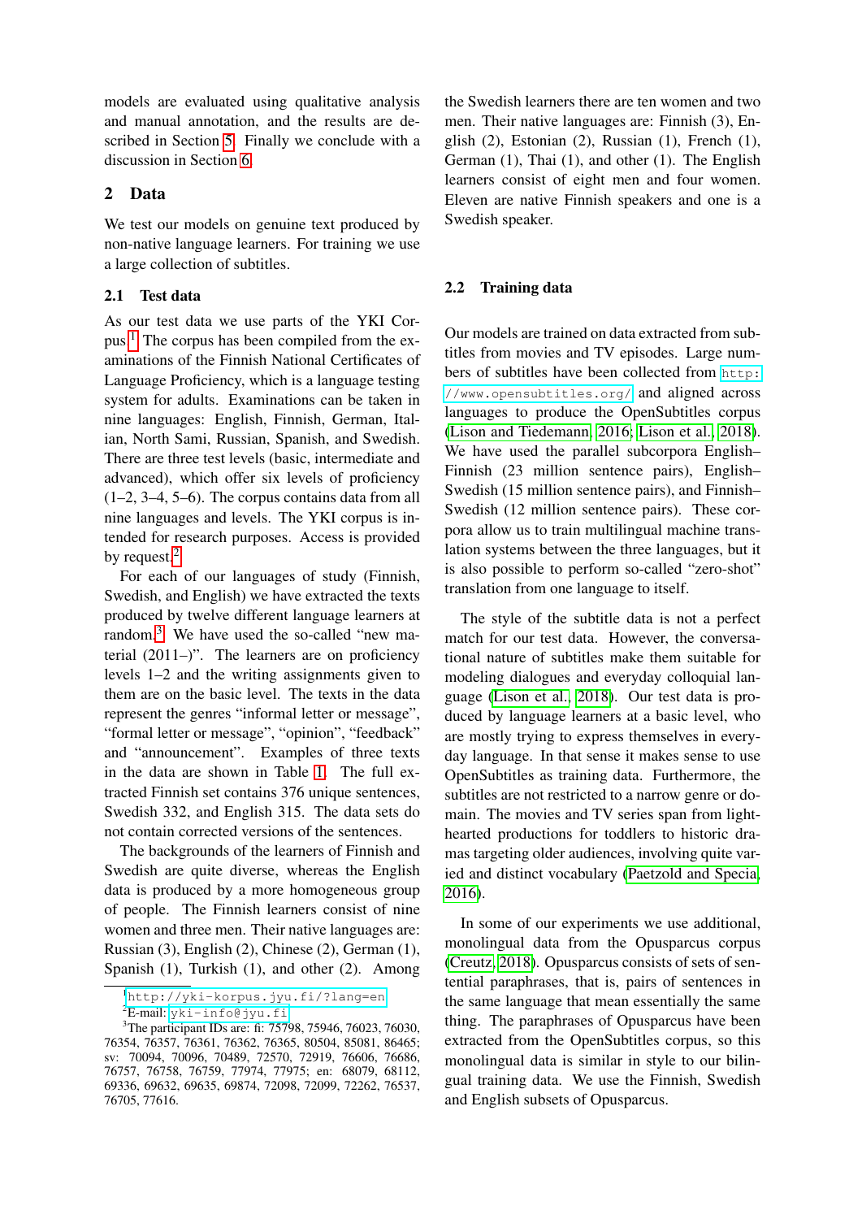models are evaluated using qualitative analysis and manual annotation, and the results are described in Section 5. Finally we conclude with a discussion in Section 6.

## 2 Data

We test our models on genuine text produced by non-native language learners. For training we use a large collection of subtitles.

### 2.1 Test data

As our test data we use parts of the YKI Corpus.[1] The corpus has been compiled from the examinations of the Finnish National Certificates of Language Proficiency, which is a language testing system for adults. Examinations can be taken in nine languages: English, Finnish, German, Italian, North Sami, Russian, Spanish, and Swedish. There are three test levels (basic, intermediate and advanced), which offer six levels of proficiency (1–2, 3–4, 5–6). The corpus contains data from all nine languages and levels. The YKI corpus is intended for research purposes. Access is provided by request.[2]

For each of our languages of study (Finnish, Swedish, and English) we have extracted the texts produced by twelve different language learners at random.[3] We have used the so-called "new material (2011–)". The learners are on proficiency levels 1–2 and the writing assignments given to them are on the basic level. The texts in the data represent the genres "informal letter or message", "formal letter or message", "opinion", "feedback" and "announcement". Examples of three texts in the data are shown in Table 1. The full extracted Finnish set contains 376 unique sentences, Swedish 332, and English 315. The data sets do not contain corrected versions of the sentences.

The backgrounds of the learners of Finnish and Swedish are quite diverse, whereas the English data is produced by a more homogeneous group of people. The Finnish learners consist of nine women and three men. Their native languages are: Russian (3), English (2), Chinese (2), German (1), Spanish (1), Turkish (1), and other (2). Among the Swedish learners there are ten women and two men. Their native languages are: Finnish (3), English (2), Estonian (2), Russian (1), French (1), German (1), Thai (1), and other (1). The English learners consist of eight men and four women. Eleven are native Finnish speakers and one is a Swedish speaker.

### 2.2 Training data

Our models are trained on data extracted from subtitles from movies and TV episodes. Large numbers of subtitles have been collected from http://www.opensubtitles.org/ and aligned across languages to produce the OpenSubtitles corpus (Lison and Tiedemann, 2016; Lison et al., 2018). We have used the parallel subcorpora English–Finnish (23 million sentence pairs), English–Swedish (15 million sentence pairs), and Finnish–Swedish (12 million sentence pairs). These corpora allow us to train multilingual machine translation systems between the three languages, but it is also possible to perform so-called "zero-shot" translation from one language to itself.

The style of the subtitle data is not a perfect match for our test data. However, the conversational nature of subtitles make them suitable for modeling dialogues and everyday colloquial language (Lison et al., 2018). Our test data is produced by language learners at a basic level, who are mostly trying to express themselves in everyday language. In that sense it makes sense to use OpenSubtitles as training data. Furthermore, the subtitles are not restricted to a narrow genre or domain. The movies and TV series span from lighthearted productions for toddlers to historic dramas targeting older audiences, involving quite varied and distinct vocabulary (Paetzold and Specia, 2016).

In some of our experiments we use additional, monolingual data from the Opusparcus corpus (Creutz, 2018). Opusparcus consists of sets of sentential paraphrases, that is, pairs of sentences in the same language that mean essentially the same thing. The paraphrases of Opusparcus have been extracted from the OpenSubtitles corpus, so this monolingual data is similar in style to our bilingual training data. We use the Finnish, Swedish and English subsets of Opusparcus.

[1] http://yki-korpus.jyu.fi/?lang=en

[2] E-mail: yki-info@jyu.fi

[3] The participant IDs are: fi: 75798, 75946, 76023, 76030, 76354, 76357, 76361, 76362, 76365, 80504, 85081, 86465; sv: 70094, 70096, 70489, 72570, 72919, 76606, 76686, 76757, 76758, 76759, 77974, 77975; en: 68079, 68112, 69336, 69632, 69635, 69874, 72098, 72099, 72262, 76537, 76705, 77616.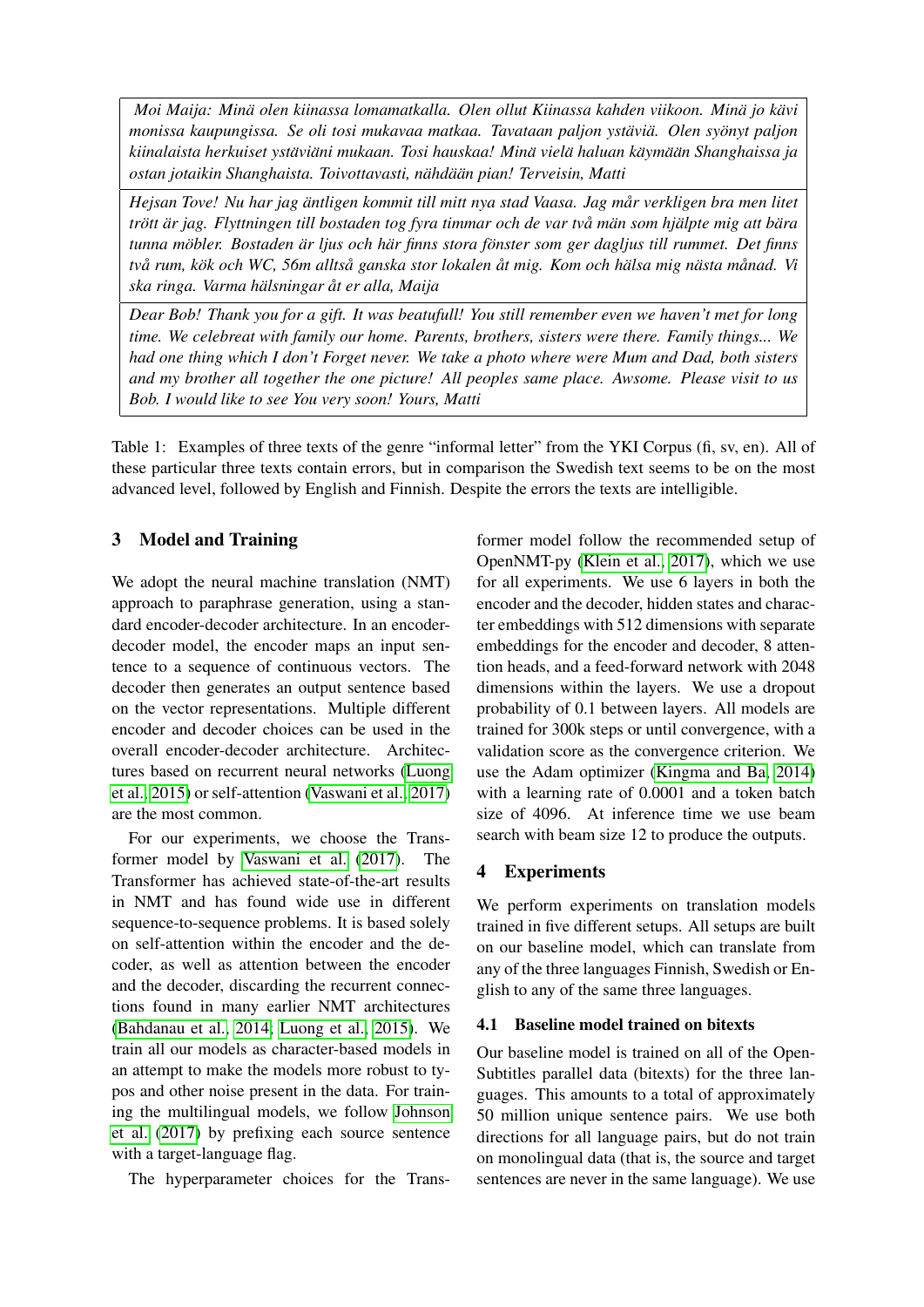| |
|---|
| *Moi Maija: Minä olen kiinassa lomamatkalla. Olen ollut Kiinassa kahden viikoon. Minä jo kävi monissa kaupungissa. Se oli tosi mukavaa matkaa. Tavataan paljon ystäviä. Olen syönyt paljon kiinalaista herkuiset ystäviäni mukaan. Tosi hauskaa! Minä vielä haluan käymään Shanghaissa ja ostan jotaikin Shanghaista. Toivottavasti, nähdään pian! Terveisin, Matti* |
| *Hejsan Tove! Nu har jag äntligen kommit till mitt nya stad Vaasa. Jag mår verkligen bra men litet trött är jag. Flyttningen till bostaden tog fyra timmar och de var två män som hjälpte mig att bära tunna möbler. Bostaden är ljus och här finns stora fönster som ger dagljus till rummet. Det finns två rum, kök och WC, 56m alltså ganska stor lokalen åt mig. Kom och hälsa mig nästa månad. Vi ska ringa. Varma hälsningar åt er alla, Maija* |
| *Dear Bob! Thank you for a gift. It was beatufull! You still remember even we haven't met for long time. We celebreat with family our home. Parents, brothers, sisters were there. Family things... We had one thing which I don't Forget never. We take a photo where were Mum and Dad, both sisters and my brother all together the one picture! All peoples same place. Awsome. Please visit to us Bob. I would like to see You very soon! Yours, Matti* |

Table 1: Examples of three texts of the genre "informal letter" from the YKI Corpus (fi, sv, en). All of these particular three texts contain errors, but in comparison the Swedish text seems to be on the most advanced level, followed by English and Finnish. Despite the errors the texts are intelligible.

## 3 Model and Training

We adopt the neural machine translation (NMT) approach to paraphrase generation, using a standard encoder-decoder architecture. In an encoder-decoder model, the encoder maps an input sentence to a sequence of continuous vectors. The decoder then generates an output sentence based on the vector representations. Multiple different encoder and decoder choices can be used in the overall encoder-decoder architecture. Architectures based on recurrent neural networks (Luong et al., 2015) or self-attention (Vaswani et al., 2017) are the most common.

For our experiments, we choose the Transformer model by Vaswani et al. (2017). The Transformer has achieved state-of-the-art results in NMT and has found wide use in different sequence-to-sequence problems. It is based solely on self-attention within the encoder and the decoder, as well as attention between the encoder and the decoder, discarding the recurrent connections found in many earlier NMT architectures (Bahdanau et al., 2014; Luong et al., 2015). We train all our models as character-based models in an attempt to make the models more robust to typos and other noise present in the data. For training the multilingual models, we follow Johnson et al. (2017) by prefixing each source sentence with a target-language flag.

The hyperparameter choices for the Transformer model follow the recommended setup of OpenNMT-py (Klein et al., 2017), which we use for all experiments. We use 6 layers in both the encoder and the decoder, hidden states and character embeddings with 512 dimensions with separate embeddings for the encoder and decoder, 8 attention heads, and a feed-forward network with 2048 dimensions within the layers. We use a dropout probability of 0.1 between layers. All models are trained for 300k steps or until convergence, with a validation score as the convergence criterion. We use the Adam optimizer (Kingma and Ba, 2014) with a learning rate of 0.0001 and a token batch size of 4096. At inference time we use beam search with beam size 12 to produce the outputs.

## 4 Experiments

We perform experiments on translation models trained in five different setups. All setups are built on our baseline model, which can translate from any of the three languages Finnish, Swedish or English to any of the same three languages.

### 4.1 Baseline model trained on bitexts

Our baseline model is trained on all of the OpenSubtitles parallel data (bitexts) for the three languages. This amounts to a total of approximately 50 million unique sentence pairs. We use both directions for all language pairs, but do not train on monolingual data (that is, the source and target sentences are never in the same language). We use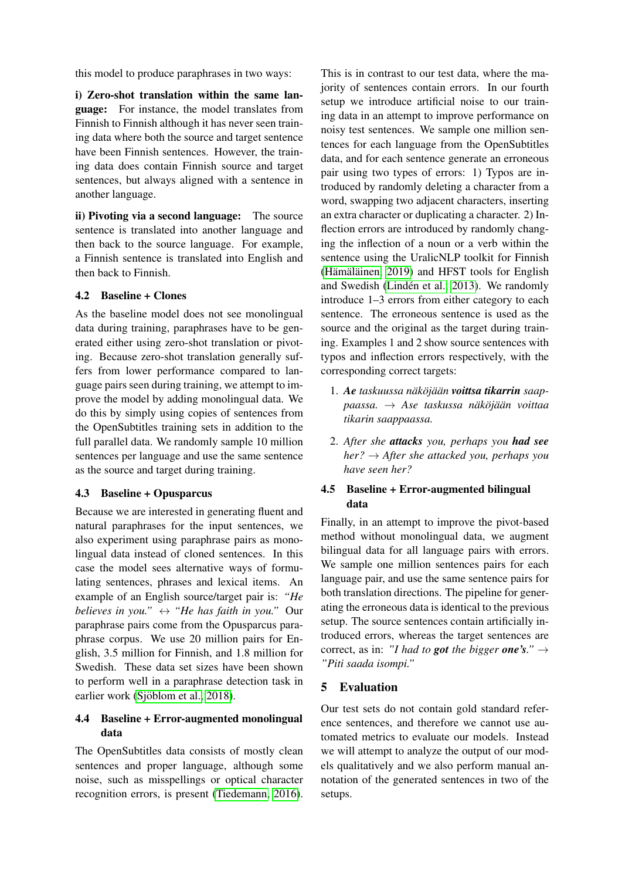this model to produce paraphrases in two ways:

**i) Zero-shot translation within the same language:** For instance, the model translates from Finnish to Finnish although it has never seen training data where both the source and target sentence have been Finnish sentences. However, the training data does contain Finnish source and target sentences, but always aligned with a sentence in another language.

**ii) Pivoting via a second language:** The source sentence is translated into another language and then back to the source language. For example, a Finnish sentence is translated into English and then back to Finnish.

### 4.2 Baseline + Clones

As the baseline model does not see monolingual data during training, paraphrases have to be generated either using zero-shot translation or pivoting. Because zero-shot translation generally suffers from lower performance compared to language pairs seen during training, we attempt to improve the model by adding monolingual data. We do this by simply using copies of sentences from the OpenSubtitles training sets in addition to the full parallel data. We randomly sample 10 million sentences per language and use the same sentence as the source and target during training.

### 4.3 Baseline + Opusparcus

Because we are interested in generating fluent and natural paraphrases for the input sentences, we also experiment using paraphrase pairs as monolingual data instead of cloned sentences. In this case the model sees alternative ways of formulating sentences, phrases and lexical items. An example of an English source/target pair is: *"He believes in you."* ↔ *"He has faith in you."* Our paraphrase pairs come from the Opusparcus paraphrase corpus. We use 20 million pairs for English, 3.5 million for Finnish, and 1.8 million for Swedish. These data set sizes have been shown to perform well in a paraphrase detection task in earlier work (Sjöblom et al., 2018).

### 4.4 Baseline + Error-augmented monolingual data

The OpenSubtitles data consists of mostly clean sentences and proper language, although some noise, such as misspellings or optical character recognition errors, is present (Tiedemann, 2016). This is in contrast to our test data, where the majority of sentences contain errors. In our fourth setup we introduce artificial noise to our training data in an attempt to improve performance on noisy test sentences. We sample one million sentences for each language from the OpenSubtitles data, and for each sentence generate an erroneous pair using two types of errors: 1) Typos are introduced by randomly deleting a character from a word, swapping two adjacent characters, inserting an extra character or duplicating a character. 2) Inflection errors are introduced by randomly changing the inflection of a noun or a verb within the sentence using the UralicNLP toolkit for Finnish (Hämäläinen, 2019) and HFST tools for English and Swedish (Lindén et al., 2013). We randomly introduce 1–3 errors from either category to each sentence. The erroneous sentence is used as the source and the original as the target during training. Examples 1 and 2 show source sentences with typos and inflection errors respectively, with the corresponding correct targets:

1. ***Ae*** *taskuussa näköjään* ***voittsa tikarrin*** *saappaassa.* → *Ase taskussa näköjään voittaa tikarin saappaassa.*

2. *After she* ***attacks*** *you, perhaps you* ***had see*** *her?* → *After she attacked you, perhaps you have seen her?*

### 4.5 Baseline + Error-augmented bilingual data

Finally, in an attempt to improve the pivot-based method without monolingual data, we augment bilingual data for all language pairs with errors. We sample one million sentences pairs for each language pair, and use the same sentence pairs for both translation directions. The pipeline for generating the erroneous data is identical to the previous setup. The source sentences contain artificially introduced errors, whereas the target sentences are correct, as in: *"I had to* ***got*** *the bigger* ***one's****."* → *"Piti saada isompi."*

## 5 Evaluation

Our test sets do not contain gold standard reference sentences, and therefore we cannot use automated metrics to evaluate our models. Instead we will attempt to analyze the output of our models qualitatively and we also perform manual annotation of the generated sentences in two of the setups.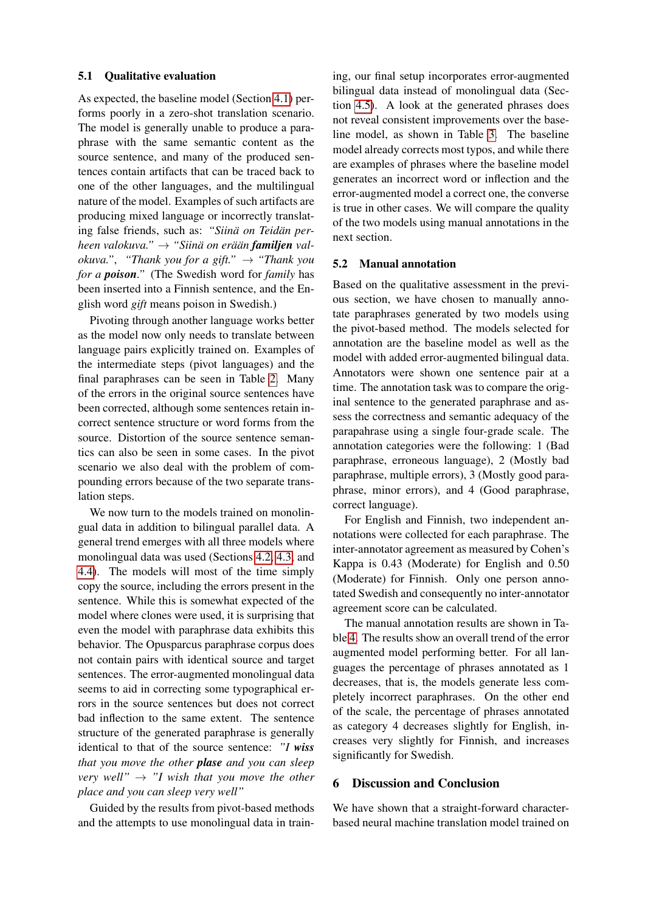### 5.1 Qualitative evaluation

As expected, the baseline model (Section 4.1) performs poorly in a zero-shot translation scenario. The model is generally unable to produce a paraphrase with the same semantic content as the source sentence, and many of the produced sentences contain artifacts that can be traced back to one of the other languages, and the multilingual nature of the model. Examples of such artifacts are producing mixed language or incorrectly translating false friends, such as: *"Siinä on Teidän perheen valokuva."* → *"Siinä on erään **familjen** valokuva."*, *"Thank you for a gift."* → *"Thank you for a **poison**."* (The Swedish word for *family* has been inserted into a Finnish sentence, and the English word *gift* means poison in Swedish.)

Pivoting through another language works better as the model now only needs to translate between language pairs explicitly trained on. Examples of the intermediate steps (pivot languages) and the final paraphrases can be seen in Table 2. Many of the errors in the original source sentences have been corrected, although some sentences retain incorrect sentence structure or word forms from the source. Distortion of the source sentence semantics can also be seen in some cases. In the pivot scenario we also deal with the problem of compounding errors because of the two separate translation steps.

We now turn to the models trained on monolingual data in addition to bilingual parallel data. A general trend emerges with all three models where monolingual data was used (Sections 4.2, 4.3, and 4.4). The models will most of the time simply copy the source, including the errors present in the sentence. While this is somewhat expected of the model where clones were used, it is surprising that even the model with paraphrase data exhibits this behavior. The Opusparcus paraphrase corpus does not contain pairs with identical source and target sentences. The error-augmented monolingual data seems to aid in correcting some typographical errors in the source sentences but does not correct bad inflection to the same extent. The sentence structure of the generated paraphrase is generally identical to that of the source sentence: *"I **wiss** that you move the other **plase** and you can sleep very well"* → *"I wish that you move the other place and you can sleep very well"*

Guided by the results from pivot-based methods and the attempts to use monolingual data in training, our final setup incorporates error-augmented bilingual data instead of monolingual data (Section 4.5). A look at the generated phrases does not reveal consistent improvements over the baseline model, as shown in Table 3. The baseline model already corrects most typos, and while there are examples of phrases where the baseline model generates an incorrect word or inflection and the error-augmented model a correct one, the converse is true in other cases. We will compare the quality of the two models using manual annotations in the next section.

### 5.2 Manual annotation

Based on the qualitative assessment in the previous section, we have chosen to manually annotate paraphrases generated by two models using the pivot-based method. The models selected for annotation are the baseline model as well as the model with added error-augmented bilingual data. Annotators were shown one sentence pair at a time. The annotation task was to compare the original sentence to the generated paraphrase and assess the correctness and semantic adequacy of the parapahrase using a single four-grade scale. The annotation categories were the following: 1 (Bad paraphrase, erroneous language), 2 (Mostly bad paraphrase, multiple errors), 3 (Mostly good paraphrase, minor errors), and 4 (Good paraphrase, correct language).

For English and Finnish, two independent annotations were collected for each paraphrase. The inter-annotator agreement as measured by Cohen's Kappa is 0.43 (Moderate) for English and 0.50 (Moderate) for Finnish. Only one person annotated Swedish and consequently no inter-annotator agreement score can be calculated.

The manual annotation results are shown in Table 4. The results show an overall trend of the error augmented model performing better. For all languages the percentage of phrases annotated as 1 decreases, that is, the models generate less completely incorrect paraphrases. On the other end of the scale, the percentage of phrases annotated as category 4 decreases slightly for English, increases very slightly for Finnish, and increases significantly for Swedish.

## 6 Discussion and Conclusion

We have shown that a straight-forward character-based neural machine translation model trained on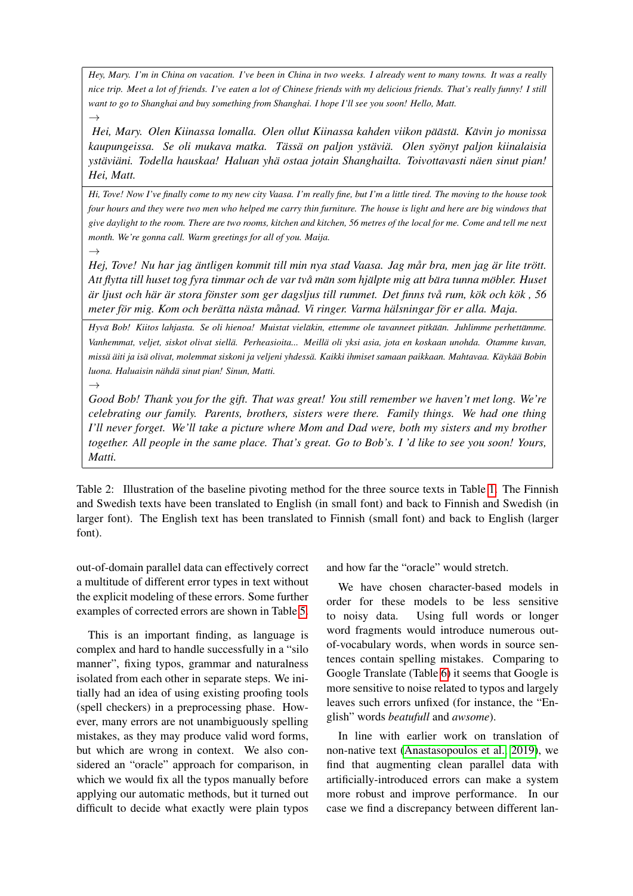| |
|---|
| *Hey, Mary. I'm in China on vacation. I've been in China in two weeks. I already went to many towns. It was a really nice trip. Meet a lot of friends. I've eaten a lot of Chinese friends with my delicious friends. That's really funny! I still want to go to Shanghai and buy something from Shanghai. I hope I'll see you soon! Hello, Matt.* <br> → <br> *Hei, Mary. Olen Kiinassa lomalla. Olen ollut Kiinassa kahden viikon päästä. Kävin jo monissa kaupungeissa. Se oli mukava matka. Tässä on paljon ystäviä. Olen syönyt paljon kiinalaisia ystäviäni. Todella hauskaa! Haluan yhä ostaa jotain Shanghailta. Toivottavasti näen sinut pian! Hei, Matt.* |
| *Hi, Tove! Now I've finally come to my new city Vaasa. I'm really fine, but I'm a little tired. The moving to the house took four hours and they were two men who helped me carry thin furniture. The house is light and here are big windows that give daylight to the room. There are two rooms, kitchen and kitchen, 56 metres of the local for me. Come and tell me next month. We're gonna call. Warm greetings for all of you. Maija.* <br> → <br> *Hej, Tove! Nu har jag äntligen kommit till min nya stad Vaasa. Jag mår bra, men jag är lite trött. Att flytta till huset tog fyra timmar och de var två män som hjälpte mig att bära tunna möbler. Huset är ljust och här är stora fönster som ger dagsljus till rummet. Det finns två rum, kök och kök , 56 meter för mig. Kom och berätta nästa månad. Vi ringer. Varma hälsningar för er alla. Maja.* |
| *Hyvä Bob! Kiitos lahjasta. Se oli hienoa! Muistat vieläkin, ettemme ole tavanneet pitkään. Juhlimme perhettämme. Vanhemmat, veljet, siskot olivat siellä. Perheasioita... Meillä oli yksi asia, jota en koskaan unohda. Otamme kuvan, missä äiti ja isä olivat, molemmat siskoni ja veljeni yhdessä. Kaikki ihmiset samaan paikkaan. Mahtavaa. Käykää Bobin luona. Haluaisin nähdä sinut pian! Sinun, Matti.* <br> → <br> *Good Bob! Thank you for the gift. That was great! You still remember we haven't met long. We're celebrating our family. Parents, brothers, sisters were there. Family things. We had one thing I'll never forget. We'll take a picture where Mom and Dad were, both my sisters and my brother together. All people in the same place. That's great. Go to Bob's. I 'd like to see you soon! Yours, Matti.* |

Table 2: Illustration of the baseline pivoting method for the three source texts in Table 1. The Finnish and Swedish texts have been translated to English (in small font) and back to Finnish and Swedish (in larger font). The English text has been translated to Finnish (small font) and back to English (larger font).

out-of-domain parallel data can effectively correct a multitude of different error types in text without the explicit modeling of these errors. Some further examples of corrected errors are shown in Table 5.

This is an important finding, as language is complex and hard to handle successfully in a "silo manner", fixing typos, grammar and naturalness isolated from each other in separate steps. We initially had an idea of using existing proofing tools (spell checkers) in a preprocessing phase. However, many errors are not unambiguously spelling mistakes, as they may produce valid word forms, but which are wrong in context. We also considered an "oracle" approach for comparison, in which we would fix all the typos manually before applying our automatic methods, but it turned out difficult to decide what exactly were plain typos and how far the "oracle" would stretch.

We have chosen character-based models in order for these models to be less sensitive to noisy data. Using full words or longer word fragments would introduce numerous out-of-vocabulary words, when words in source sentences contain spelling mistakes. Comparing to Google Translate (Table 6) it seems that Google is more sensitive to noise related to typos and largely leaves such errors unfixed (for instance, the "English" words *beatufull* and *awsome*).

In line with earlier work on translation of non-native text (Anastasopoulos et al., 2019), we find that augmenting clean parallel data with artificially-introduced errors can make a system more robust and improve performance. In our case we find a discrepancy between different lan-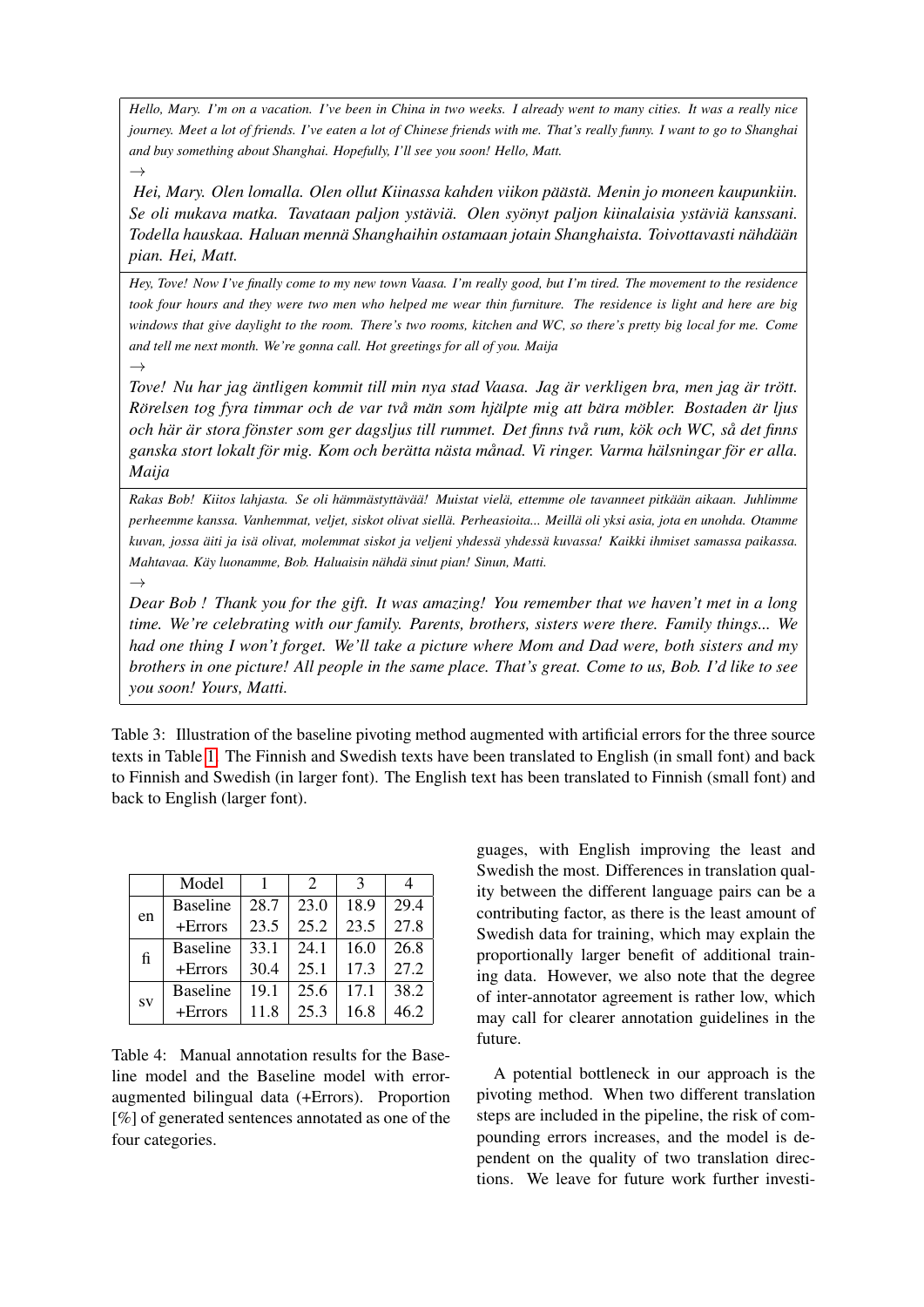*Hello, Mary. I'm on a vacation. I've been in China in two weeks. I already went to many cities. It was a really nice journey. Meet a lot of friends. I've eaten a lot of Chinese friends with me. That's really funny. I want to go to Shanghai and buy something about Shanghai. Hopefully, I'll see you soon! Hello, Matt.*

→

*Hei, Mary. Olen lomalla. Olen ollut Kiinassa kahden viikon päästä. Menin jo moneen kaupunkiin. Se oli mukava matka. Tavataan paljon ystäviä. Olen syönyt paljon kiinalaisia ystäviä kanssani. Todella hauskaa. Haluan mennä Shanghaihin ostamaan jotain Shanghaista. Toivottavasti nähdään pian. Hei, Matt.*

---

*Hey, Tove! Now I've finally come to my new town Vaasa. I'm really good, but I'm tired. The movement to the residence took four hours and they were two men who helped me wear thin furniture. The residence is light and here are big windows that give daylight to the room. There's two rooms, kitchen and WC, so there's pretty big local for me. Come and tell me next month. We're gonna call. Hot greetings for all of you. Maija*

→

*Tove! Nu har jag äntligen kommit till min nya stad Vaasa. Jag är verkligen bra, men jag är trött. Rörelsen tog fyra timmar och de var två män som hjälpte mig att bära möbler. Bostaden är ljus och här är stora fönster som ger dagsljus till rummet. Det finns två rum, kök och WC, så det finns ganska stort lokalt för mig. Kom och berätta nästa månad. Vi ringer. Varma hälsningar för er alla. Maija*

---

*Rakas Bob! Kiitos lahjasta. Se oli hämmästyttävää! Muistat vielä, ettemme ole tavanneet pitkään aikaan. Juhlimme perheemme kanssa. Vanhemmat, veljet, siskot olivat siellä. Perheasioita... Meillä oli yksi asia, jota en unohda. Otamme kuvan, jossa äiti ja isä olivat, molemmat siskot ja veljeni yhdessä yhdessä kuvassa! Kaikki ihmiset samassa paikassa. Mahtavaa. Käy luonamme, Bob. Haluaisin nähdä sinut pian! Sinun, Matti.*

→

*Dear Bob ! Thank you for the gift. It was amazing! You remember that we haven't met in a long time. We're celebrating with our family. Parents, brothers, sisters were there. Family things... We had one thing I won't forget. We'll take a picture where Mom and Dad were, both sisters and my brothers in one picture! All people in the same place. That's great. Come to us, Bob. I'd like to see you soon! Yours, Matti.*

Table 3: Illustration of the baseline pivoting method augmented with artificial errors for the three source texts in Table 1. The Finnish and Swedish texts have been translated to English (in small font) and back to Finnish and Swedish (in larger font). The English text has been translated to Finnish (small font) and back to English (larger font).

| | Model | 1 | 2 | 3 | 4 |
|---|---|---|---|---|---|
| en | Baseline | 28.7 | 23.0 | 18.9 | 29.4 |
| | +Errors | 23.5 | 25.2 | 23.5 | 27.8 |
| fi | Baseline | 33.1 | 24.1 | 16.0 | 26.8 |
| | +Errors | 30.4 | 25.1 | 17.3 | 27.2 |
| sv | Baseline | 19.1 | 25.6 | 17.1 | 38.2 |
| | +Errors | 11.8 | 25.3 | 16.8 | 46.2 |

Table 4: Manual annotation results for the Baseline model and the Baseline model with error-augmented bilingual data (+Errors). Proportion [%] of generated sentences annotated as one of the four categories.

guages, with English improving the least and Swedish the most. Differences in translation quality between the different language pairs can be a contributing factor, as there is the least amount of Swedish data for training, which may explain the proportionally larger benefit of additional training data. However, we also note that the degree of inter-annotator agreement is rather low, which may call for clearer annotation guidelines in the future.

A potential bottleneck in our approach is the pivoting method. When two different translation steps are included in the pipeline, the risk of compounding errors increases, and the model is dependent on the quality of two translation directions. We leave for future work further investi-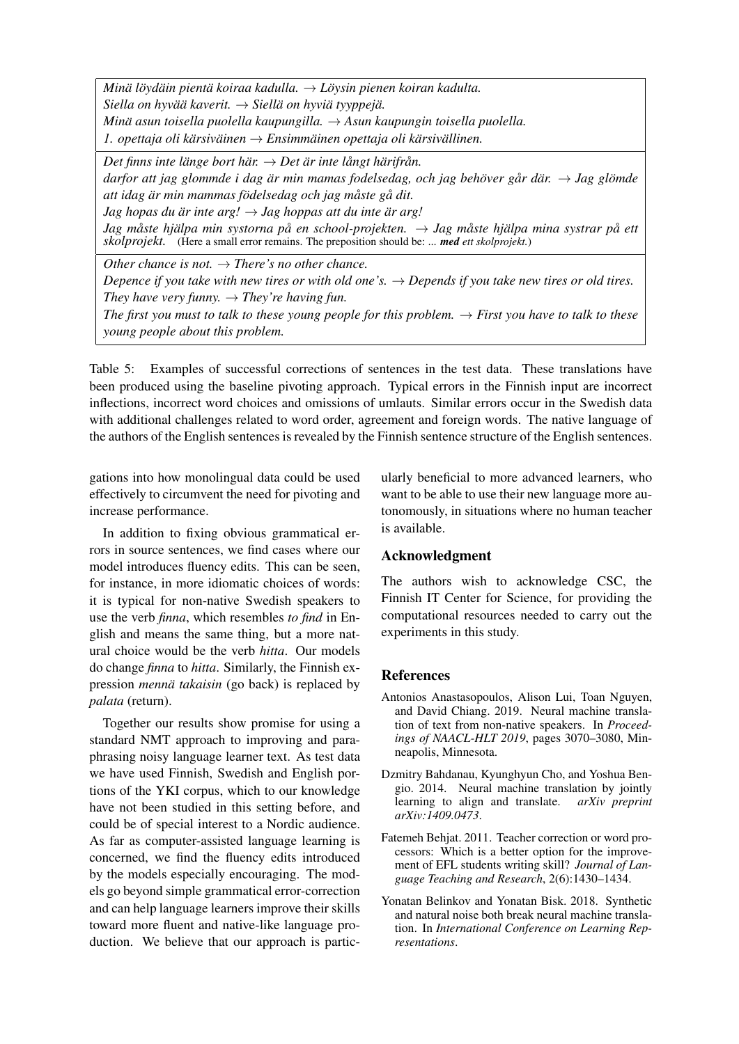| |
|---|
| *Minä löydäin pientä koiraa kadulla.* → *Löysin pienen koiran kadulta.*<br>*Siella on hyvää kaverit.* → *Siellä on hyviä tyyppejä.*<br>*Minä asun toisella puolella kaupungilla.* → *Asun kaupungin toisella puolella.*<br>*1. opettaja oli kärsiväinen* → *Ensimmäinen opettaja oli kärsivällinen.* |
| *Det finns inte länge bort här.* → *Det är inte långt härifrån.*<br>*darfor att jag glommde i dag är min mamas fodelsedag, och jag behöver går där.* → *Jag glömde att idag är min mammas födelsedag och jag måste gå dit.*<br>*Jag hopas du är inte arg!* → *Jag hoppas att du inte är arg!*<br>*Jag måste hjälpa min systorna på en school-projekten.* → *Jag måste hjälpa mina systrar på ett skolprojekt.* (Here a small error remains. The preposition should be: *... **med** ett skolprojekt.*) |
| *Other chance is not.* → *There's no other chance.*<br>*Depence if you take with new tires or with old one's.* → *Depends if you take new tires or old tires.*<br>*They have very funny.* → *They're having fun.*<br>*The first you must to talk to these young people for this problem.* → *First you have to talk to these young people about this problem.* |

Table 5: Examples of successful corrections of sentences in the test data. These translations have been produced using the baseline pivoting approach. Typical errors in the Finnish input are incorrect inflections, incorrect word choices and omissions of umlauts. Similar errors occur in the Swedish data with additional challenges related to word order, agreement and foreign words. The native language of the authors of the English sentences is revealed by the Finnish sentence structure of the English sentences.

gations into how monolingual data could be used effectively to circumvent the need for pivoting and increase performance.

In addition to fixing obvious grammatical errors in source sentences, we find cases where our model introduces fluency edits. This can be seen, for instance, in more idiomatic choices of words: it is typical for non-native Swedish speakers to use the verb *finna*, which resembles *to find* in English and means the same thing, but a more natural choice would be the verb *hitta*. Our models do change *finna* to *hitta*. Similarly, the Finnish expression *mennä takaisin* (go back) is replaced by *palata* (return).

Together our results show promise for using a standard NMT approach to improving and paraphrasing noisy language learner text. As test data we have used Finnish, Swedish and English portions of the YKI corpus, which to our knowledge have not been studied in this setting before, and could be of special interest to a Nordic audience. As far as computer-assisted language learning is concerned, we find the fluency edits introduced by the models especially encouraging. The models go beyond simple grammatical error-correction and can help language learners improve their skills toward more fluent and native-like language production. We believe that our approach is particularly beneficial to more advanced learners, who want to be able to use their new language more autonomously, in situations where no human teacher is available.

## Acknowledgment

The authors wish to acknowledge CSC, the Finnish IT Center for Science, for providing the computational resources needed to carry out the experiments in this study.

## References

Antonios Anastasopoulos, Alison Lui, Toan Nguyen, and David Chiang. 2019. Neural machine translation of text from non-native speakers. In *Proceedings of NAACL-HLT 2019*, pages 3070–3080, Minneapolis, Minnesota.

Dzmitry Bahdanau, Kyunghyun Cho, and Yoshua Bengio. 2014. Neural machine translation by jointly learning to align and translate. *arXiv preprint arXiv:1409.0473*.

Fatemeh Behjat. 2011. Teacher correction or word processors: Which is a better option for the improvement of EFL students writing skill? *Journal of Language Teaching and Research*, 2(6):1430–1434.

Yonatan Belinkov and Yonatan Bisk. 2018. Synthetic and natural noise both break neural machine translation. In *International Conference on Learning Representations*.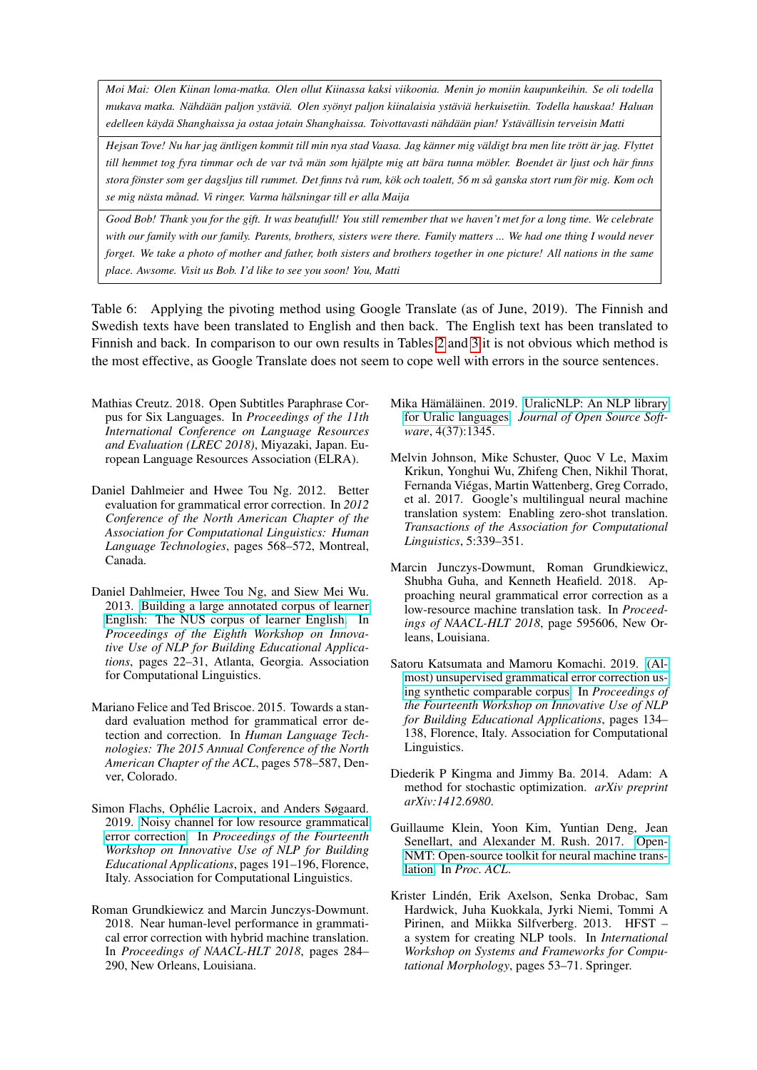| |
|---|
| *Moi Mai: Olen Kiinan loma-matka. Olen ollut Kiinassa kaksi viikoonia. Menin jo moniin kaupunkeihin. Se oli todella mukava matka. Nähdään paljon ystäviä. Olen syönyt paljon kiinalaisia ystäviä herkuisetiin. Todella hauskaa! Haluan edelleen käydä Shanghaissa ja ostaa jotain Shanghaissa. Toivottavasti nähdään pian! Ystävällisin terveisin Matti* |
| *Hejsan Tove! Nu har jag äntligen kommit till min nya stad Vaasa. Jag känner mig väldigt bra men lite trött är jag. Flyttet till hemmet tog fyra timmar och de var två män som hjälpte mig att bära tunna möbler. Boendet är ljust och här finns stora fönster som ger dagsljus till rummet. Det finns två rum, kök och toalett, 56 m så ganska stort rum för mig. Kom och se mig nästa månad. Vi ringer. Varma hälsningar till er alla Maija* |
| *Good Bob! Thank you for the gift. It was beatufull! You still remember that we haven't met for a long time. We celebrate with our family with our family. Parents, brothers, sisters were there. Family matters ... We had one thing I would never forget. We take a photo of mother and father, both sisters and brothers together in one picture! All nations in the same place. Awsome. Visit us Bob. I'd like to see you soon! You, Matti* |

Table 6: Applying the pivoting method using Google Translate (as of June, 2019). The Finnish and Swedish texts have been translated to English and then back. The English text has been translated to Finnish and back. In comparison to our own results in Tables 2 and 3 it is not obvious which method is the most effective, as Google Translate does not seem to cope well with errors in the source sentences.

Mathias Creutz. 2018. Open Subtitles Paraphrase Corpus for Six Languages. In *Proceedings of the 11th International Conference on Language Resources and Evaluation (LREC 2018)*, Miyazaki, Japan. European Language Resources Association (ELRA).

Daniel Dahlmeier and Hwee Tou Ng. 2012. Better evaluation for grammatical error correction. In *2012 Conference of the North American Chapter of the Association for Computational Linguistics: Human Language Technologies*, pages 568–572, Montreal, Canada.

Daniel Dahlmeier, Hwee Tou Ng, and Siew Mei Wu. 2013. Building a large annotated corpus of learner English: The NUS corpus of learner English. In *Proceedings of the Eighth Workshop on Innovative Use of NLP for Building Educational Applications*, pages 22–31, Atlanta, Georgia. Association for Computational Linguistics.

Mariano Felice and Ted Briscoe. 2015. Towards a standard evaluation method for grammatical error detection and correction. In *Human Language Technologies: The 2015 Annual Conference of the North American Chapter of the ACL*, pages 578–587, Denver, Colorado.

Simon Flachs, Ophélie Lacroix, and Anders Søgaard. 2019. Noisy channel for low resource grammatical error correction. In *Proceedings of the Fourteenth Workshop on Innovative Use of NLP for Building Educational Applications*, pages 191–196, Florence, Italy. Association for Computational Linguistics.

Roman Grundkiewicz and Marcin Junczys-Dowmunt. 2018. Near human-level performance in grammatical error correction with hybrid machine translation. In *Proceedings of NAACL-HLT 2018*, pages 284–290, New Orleans, Louisiana.

Mika Hämäläinen. 2019. UralicNLP: An NLP library for Uralic languages. *Journal of Open Source Software*, 4(37):1345.

Melvin Johnson, Mike Schuster, Quoc V Le, Maxim Krikun, Yonghui Wu, Zhifeng Chen, Nikhil Thorat, Fernanda Viégas, Martin Wattenberg, Greg Corrado, et al. 2017. Google's multilingual neural machine translation system: Enabling zero-shot translation. *Transactions of the Association for Computational Linguistics*, 5:339–351.

Marcin Junczys-Dowmunt, Roman Grundkiewicz, Shubha Guha, and Kenneth Heafield. 2018. Approaching neural grammatical error correction as a low-resource machine translation task. In *Proceedings of NAACL-HLT 2018*, page 595606, New Orleans, Louisiana.

Satoru Katsumata and Mamoru Komachi. 2019. (Almost) unsupervised grammatical error correction using synthetic comparable corpus. In *Proceedings of the Fourteenth Workshop on Innovative Use of NLP for Building Educational Applications*, pages 134–138, Florence, Italy. Association for Computational Linguistics.

Diederik P Kingma and Jimmy Ba. 2014. Adam: A method for stochastic optimization. *arXiv preprint arXiv:1412.6980*.

Guillaume Klein, Yoon Kim, Yuntian Deng, Jean Senellart, and Alexander M. Rush. 2017. OpenNMT: Open-source toolkit for neural machine translation. In *Proc. ACL*.

Krister Lindén, Erik Axelson, Senka Drobac, Sam Hardwick, Juha Kuokkala, Jyrki Niemi, Tommi A Pirinen, and Miikka Silfverberg. 2013. HFST – a system for creating NLP tools. In *International Workshop on Systems and Frameworks for Computational Morphology*, pages 53–71. Springer.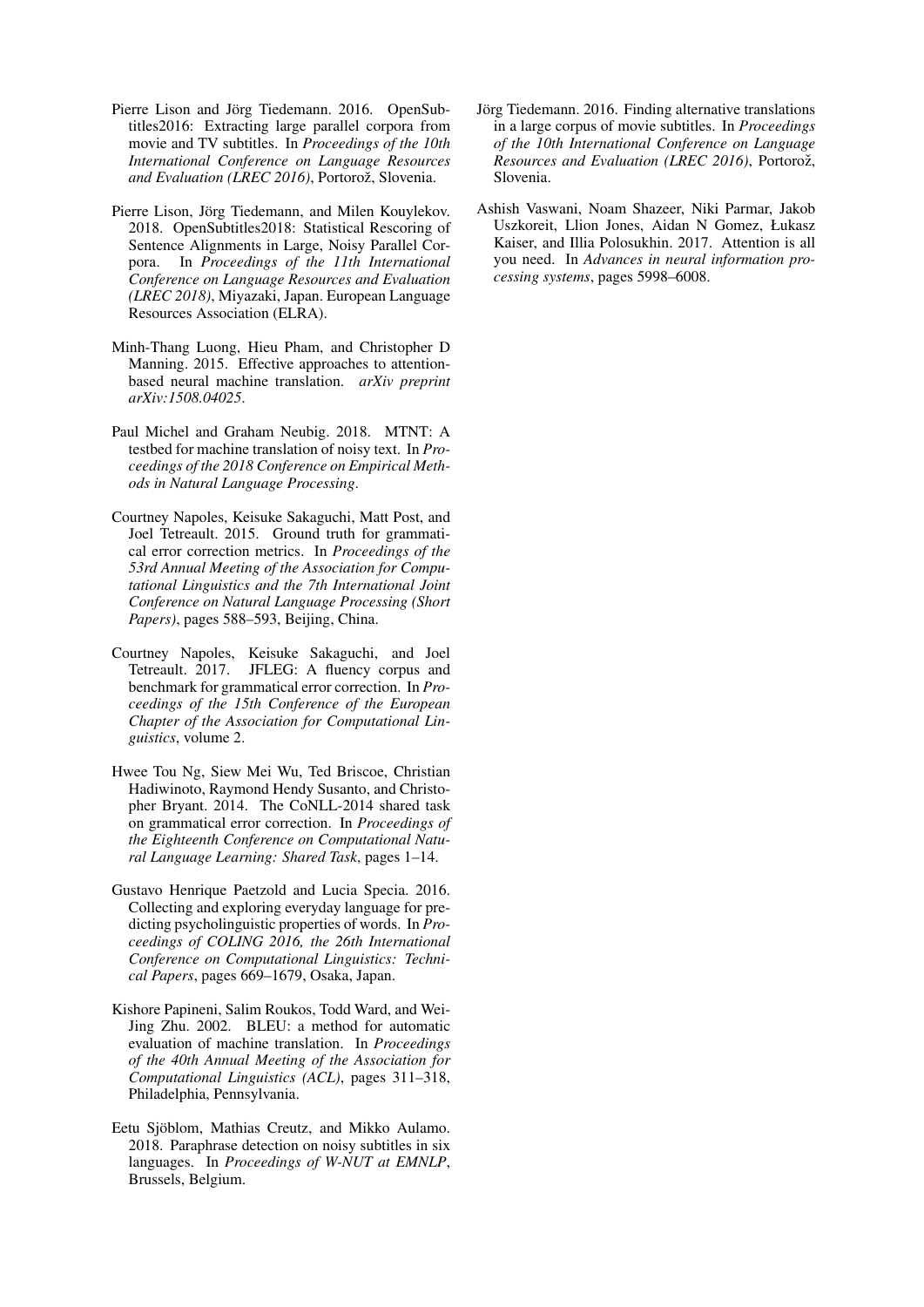Pierre Lison and Jörg Tiedemann. 2016. OpenSubtitles2016: Extracting large parallel corpora from movie and TV subtitles. In *Proceedings of the 10th International Conference on Language Resources and Evaluation (LREC 2016)*, Portorož, Slovenia.

Pierre Lison, Jörg Tiedemann, and Milen Kouylekov. 2018. OpenSubtitles2018: Statistical Rescoring of Sentence Alignments in Large, Noisy Parallel Corpora. In *Proceedings of the 11th International Conference on Language Resources and Evaluation (LREC 2018)*, Miyazaki, Japan. European Language Resources Association (ELRA).

Minh-Thang Luong, Hieu Pham, and Christopher D Manning. 2015. Effective approaches to attention-based neural machine translation. *arXiv preprint arXiv:1508.04025*.

Paul Michel and Graham Neubig. 2018. MTNT: A testbed for machine translation of noisy text. In *Proceedings of the 2018 Conference on Empirical Methods in Natural Language Processing*.

Courtney Napoles, Keisuke Sakaguchi, Matt Post, and Joel Tetreault. 2015. Ground truth for grammatical error correction metrics. In *Proceedings of the 53rd Annual Meeting of the Association for Computational Linguistics and the 7th International Joint Conference on Natural Language Processing (Short Papers)*, pages 588–593, Beijing, China.

Courtney Napoles, Keisuke Sakaguchi, and Joel Tetreault. 2017. JFLEG: A fluency corpus and benchmark for grammatical error correction. In *Proceedings of the 15th Conference of the European Chapter of the Association for Computational Linguistics*, volume 2.

Hwee Tou Ng, Siew Mei Wu, Ted Briscoe, Christian Hadiwinoto, Raymond Hendy Susanto, and Christopher Bryant. 2014. The CoNLL-2014 shared task on grammatical error correction. In *Proceedings of the Eighteenth Conference on Computational Natural Language Learning: Shared Task*, pages 1–14.

Gustavo Henrique Paetzold and Lucia Specia. 2016. Collecting and exploring everyday language for predicting psycholinguistic properties of words. In *Proceedings of COLING 2016, the 26th International Conference on Computational Linguistics: Technical Papers*, pages 669–1679, Osaka, Japan.

Kishore Papineni, Salim Roukos, Todd Ward, and Wei-Jing Zhu. 2002. BLEU: a method for automatic evaluation of machine translation. In *Proceedings of the 40th Annual Meeting of the Association for Computational Linguistics (ACL)*, pages 311–318, Philadelphia, Pennsylvania.

Eetu Sjöblom, Mathias Creutz, and Mikko Aulamo. 2018. Paraphrase detection on noisy subtitles in six languages. In *Proceedings of W-NUT at EMNLP*, Brussels, Belgium.

Jörg Tiedemann. 2016. Finding alternative translations in a large corpus of movie subtitles. In *Proceedings of the 10th International Conference on Language Resources and Evaluation (LREC 2016)*, Portorož, Slovenia.

Ashish Vaswani, Noam Shazeer, Niki Parmar, Jakob Uszkoreit, Llion Jones, Aidan N Gomez, Łukasz Kaiser, and Illia Polosukhin. 2017. Attention is all you need. In *Advances in neural information processing systems*, pages 5998–6008.